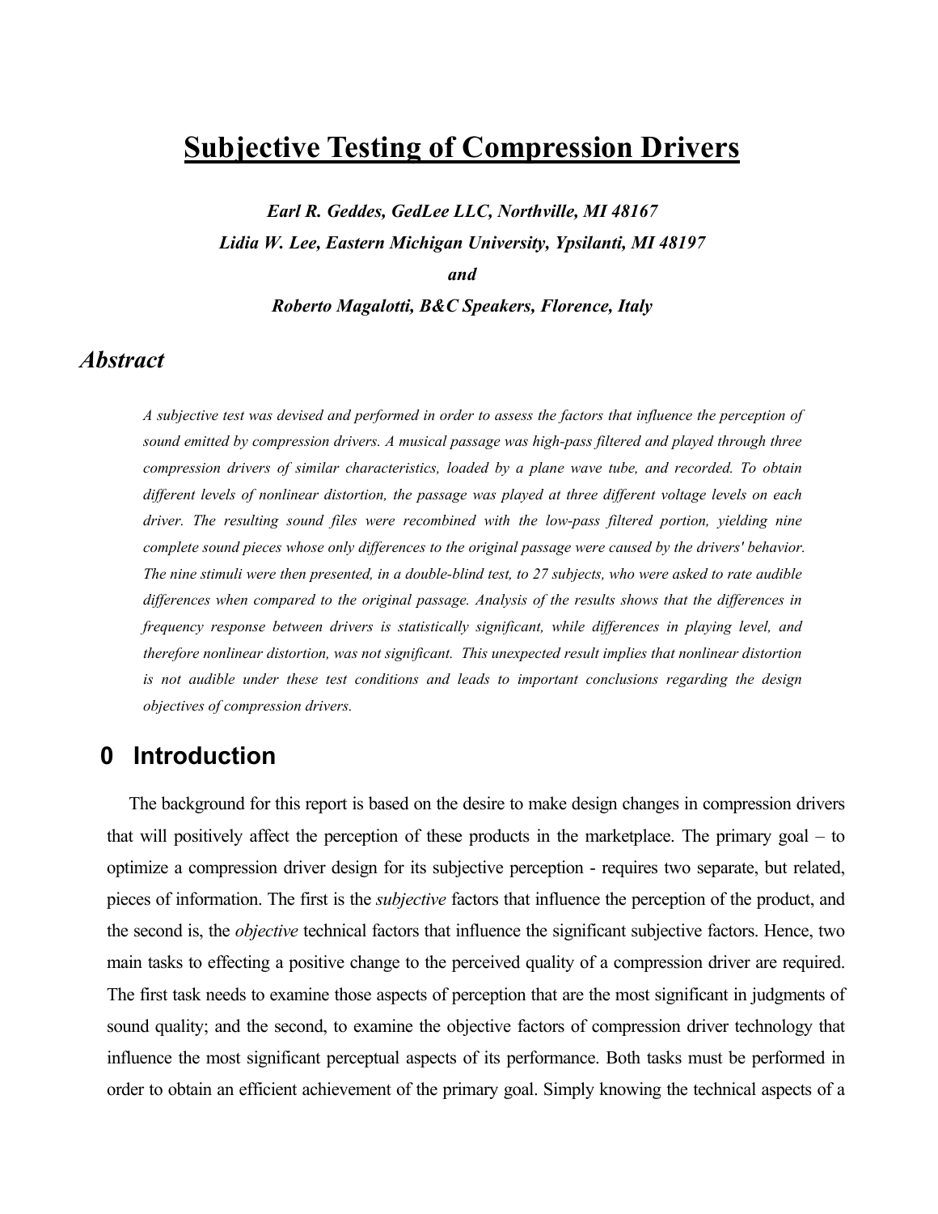# Subjective Testing of Compression Drivers

***Earl R. Geddes, GedLee LLC, Northville, MI 48167***

***Lidia W. Lee, Eastern Michigan University, Ypsilanti, MI 48197***

***and***

***Roberto Magalotti, B&C Speakers, Florence, Italy***

## *Abstract*

*A subjective test was devised and performed in order to assess the factors that influence the perception of sound emitted by compression drivers. A musical passage was high-pass filtered and played through three compression drivers of similar characteristics, loaded by a plane wave tube, and recorded. To obtain different levels of nonlinear distortion, the passage was played at three different voltage levels on each driver. The resulting sound files were recombined with the low-pass filtered portion, yielding nine complete sound pieces whose only differences to the original passage were caused by the drivers' behavior. The nine stimuli were then presented, in a double-blind test, to 27 subjects, who were asked to rate audible differences when compared to the original passage. Analysis of the results shows that the differences in frequency response between drivers is statistically significant, while differences in playing level, and therefore nonlinear distortion, was not significant. This unexpected result implies that nonlinear distortion is not audible under these test conditions and leads to important conclusions regarding the design objectives of compression drivers.*

## 0 Introduction

The background for this report is based on the desire to make design changes in compression drivers that will positively affect the perception of these products in the marketplace. The primary goal – to optimize a compression driver design for its subjective perception - requires two separate, but related, pieces of information. The first is the *subjective* factors that influence the perception of the product, and the second is, the *objective* technical factors that influence the significant subjective factors. Hence, two main tasks to effecting a positive change to the perceived quality of a compression driver are required. The first task needs to examine those aspects of perception that are the most significant in judgments of sound quality; and the second, to examine the objective factors of compression driver technology that influence the most significant perceptual aspects of its performance. Both tasks must be performed in order to obtain an efficient achievement of the primary goal. Simply knowing the technical aspects of a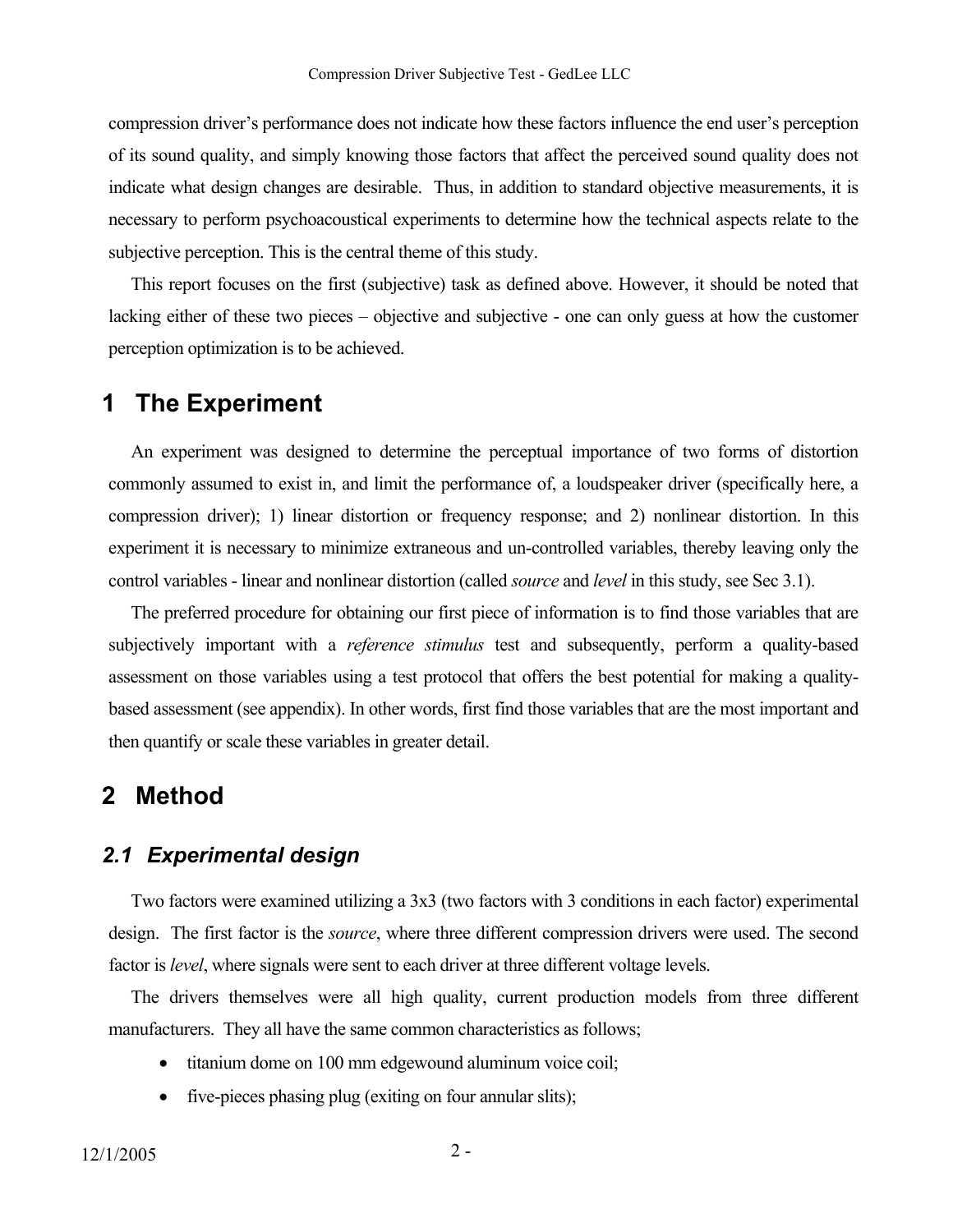compression driver's performance does not indicate how these factors influence the end user's perception of its sound quality, and simply knowing those factors that affect the perceived sound quality does not indicate what design changes are desirable. Thus, in addition to standard objective measurements, it is necessary to perform psychoacoustical experiments to determine how the technical aspects relate to the subjective perception. This is the central theme of this study.

This report focuses on the first (subjective) task as defined above. However, it should be noted that lacking either of these two pieces – objective and subjective - one can only guess at how the customer perception optimization is to be achieved.

# 1 The Experiment

An experiment was designed to determine the perceptual importance of two forms of distortion commonly assumed to exist in, and limit the performance of, a loudspeaker driver (specifically here, a compression driver); 1) linear distortion or frequency response; and 2) nonlinear distortion. In this experiment it is necessary to minimize extraneous and un-controlled variables, thereby leaving only the control variables - linear and nonlinear distortion (called *source* and *level* in this study, see Sec 3.1).

The preferred procedure for obtaining our first piece of information is to find those variables that are subjectively important with a *reference stimulus* test and subsequently, perform a quality-based assessment on those variables using a test protocol that offers the best potential for making a quality-based assessment (see appendix). In other words, first find those variables that are the most important and then quantify or scale these variables in greater detail.

# 2 Method

## 2.1 Experimental design

Two factors were examined utilizing a 3x3 (two factors with 3 conditions in each factor) experimental design. The first factor is the *source*, where three different compression drivers were used. The second factor is *level*, where signals were sent to each driver at three different voltage levels.

The drivers themselves were all high quality, current production models from three different manufacturers. They all have the same common characteristics as follows;

- titanium dome on 100 mm edgewound aluminum voice coil;
- five-pieces phasing plug (exiting on four annular slits);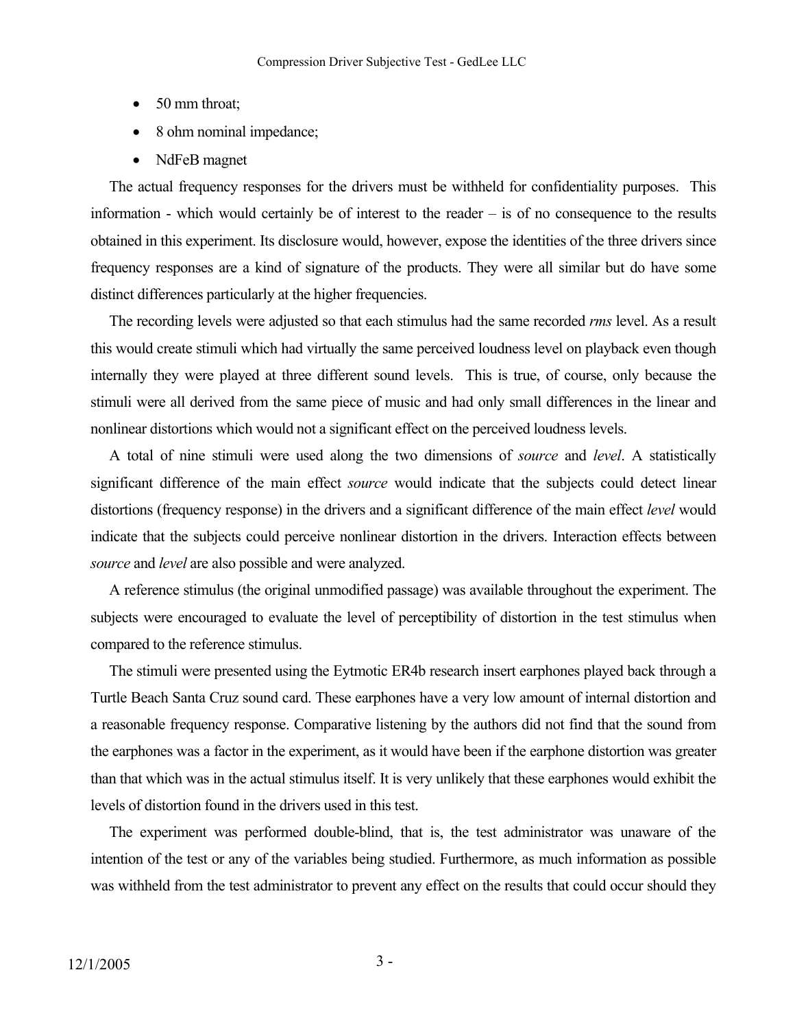- 50 mm throat;
- 8 ohm nominal impedance;
- NdFeB magnet

The actual frequency responses for the drivers must be withheld for confidentiality purposes. This information - which would certainly be of interest to the reader – is of no consequence to the results obtained in this experiment. Its disclosure would, however, expose the identities of the three drivers since frequency responses are a kind of signature of the products. They were all similar but do have some distinct differences particularly at the higher frequencies.

The recording levels were adjusted so that each stimulus had the same recorded *rms* level. As a result this would create stimuli which had virtually the same perceived loudness level on playback even though internally they were played at three different sound levels. This is true, of course, only because the stimuli were all derived from the same piece of music and had only small differences in the linear and nonlinear distortions which would not a significant effect on the perceived loudness levels.

A total of nine stimuli were used along the two dimensions of *source* and *level*. A statistically significant difference of the main effect *source* would indicate that the subjects could detect linear distortions (frequency response) in the drivers and a significant difference of the main effect *level* would indicate that the subjects could perceive nonlinear distortion in the drivers. Interaction effects between *source* and *level* are also possible and were analyzed.

A reference stimulus (the original unmodified passage) was available throughout the experiment. The subjects were encouraged to evaluate the level of perceptibility of distortion in the test stimulus when compared to the reference stimulus.

The stimuli were presented using the Eytmotic ER4b research insert earphones played back through a Turtle Beach Santa Cruz sound card. These earphones have a very low amount of internal distortion and a reasonable frequency response. Comparative listening by the authors did not find that the sound from the earphones was a factor in the experiment, as it would have been if the earphone distortion was greater than that which was in the actual stimulus itself. It is very unlikely that these earphones would exhibit the levels of distortion found in the drivers used in this test.

The experiment was performed double-blind, that is, the test administrator was unaware of the intention of the test or any of the variables being studied. Furthermore, as much information as possible was withheld from the test administrator to prevent any effect on the results that could occur should they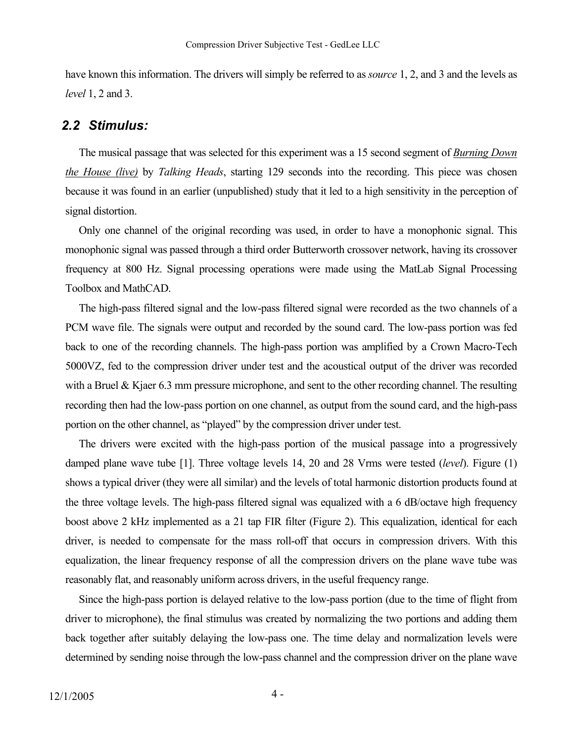have known this information. The drivers will simply be referred to as *source* 1, 2, and 3 and the levels as *level* 1, 2 and 3.

## *2.2 Stimulus:*

The musical passage that was selected for this experiment was a 15 second segment of ***Burning Down the House (live)*** by *Talking Heads*, starting 129 seconds into the recording. This piece was chosen because it was found in an earlier (unpublished) study that it led to a high sensitivity in the perception of signal distortion.

Only one channel of the original recording was used, in order to have a monophonic signal. This monophonic signal was passed through a third order Butterworth crossover network, having its crossover frequency at 800 Hz. Signal processing operations were made using the MatLab Signal Processing Toolbox and MathCAD.

The high-pass filtered signal and the low-pass filtered signal were recorded as the two channels of a PCM wave file. The signals were output and recorded by the sound card. The low-pass portion was fed back to one of the recording channels. The high-pass portion was amplified by a Crown Macro-Tech 5000VZ, fed to the compression driver under test and the acoustical output of the driver was recorded with a Bruel & Kjaer 6.3 mm pressure microphone, and sent to the other recording channel. The resulting recording then had the low-pass portion on one channel, as output from the sound card, and the high-pass portion on the other channel, as "played" by the compression driver under test.

The drivers were excited with the high-pass portion of the musical passage into a progressively damped plane wave tube [1]. Three voltage levels 14, 20 and 28 Vrms were tested (*level*). Figure (1) shows a typical driver (they were all similar) and the levels of total harmonic distortion products found at the three voltage levels. The high-pass filtered signal was equalized with a 6 dB/octave high frequency boost above 2 kHz implemented as a 21 tap FIR filter (Figure 2). This equalization, identical for each driver, is needed to compensate for the mass roll-off that occurs in compression drivers. With this equalization, the linear frequency response of all the compression drivers on the plane wave tube was reasonably flat, and reasonably uniform across drivers, in the useful frequency range.

Since the high-pass portion is delayed relative to the low-pass portion (due to the time of flight from driver to microphone), the final stimulus was created by normalizing the two portions and adding them back together after suitably delaying the low-pass one. The time delay and normalization levels were determined by sending noise through the low-pass channel and the compression driver on the plane wave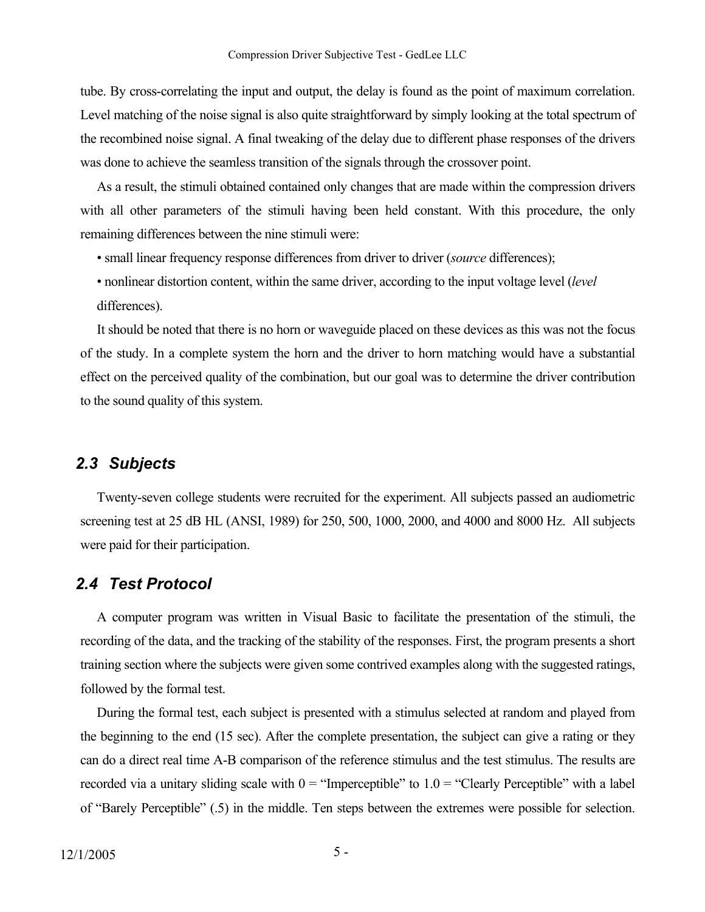tube. By cross-correlating the input and output, the delay is found as the point of maximum correlation. Level matching of the noise signal is also quite straightforward by simply looking at the total spectrum of the recombined noise signal. A final tweaking of the delay due to different phase responses of the drivers was done to achieve the seamless transition of the signals through the crossover point.

As a result, the stimuli obtained contained only changes that are made within the compression drivers with all other parameters of the stimuli having been held constant. With this procedure, the only remaining differences between the nine stimuli were:

- small linear frequency response differences from driver to driver (*source* differences);
- nonlinear distortion content, within the same driver, according to the input voltage level (*level* differences).

It should be noted that there is no horn or waveguide placed on these devices as this was not the focus of the study. In a complete system the horn and the driver to horn matching would have a substantial effect on the perceived quality of the combination, but our goal was to determine the driver contribution to the sound quality of this system.

## 2.3 Subjects

Twenty-seven college students were recruited for the experiment. All subjects passed an audiometric screening test at 25 dB HL (ANSI, 1989) for 250, 500, 1000, 2000, and 4000 and 8000 Hz. All subjects were paid for their participation.

## 2.4 Test Protocol

A computer program was written in Visual Basic to facilitate the presentation of the stimuli, the recording of the data, and the tracking of the stability of the responses. First, the program presents a short training section where the subjects were given some contrived examples along with the suggested ratings, followed by the formal test.

During the formal test, each subject is presented with a stimulus selected at random and played from the beginning to the end (15 sec). After the complete presentation, the subject can give a rating or they can do a direct real time A-B comparison of the reference stimulus and the test stimulus. The results are recorded via a unitary sliding scale with 0 = "Imperceptible" to 1.0 = "Clearly Perceptible" with a label of "Barely Perceptible" (.5) in the middle. Ten steps between the extremes were possible for selection.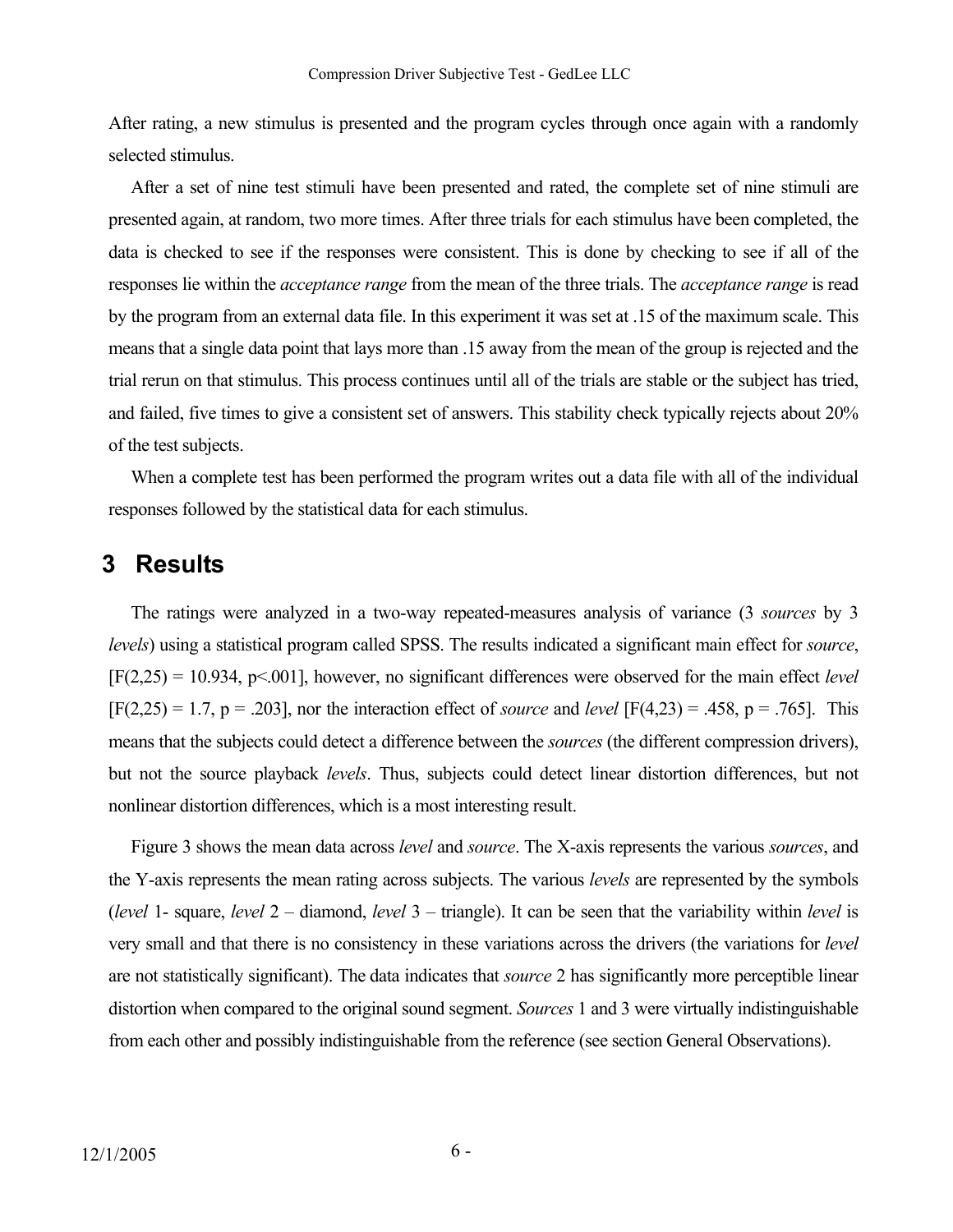After rating, a new stimulus is presented and the program cycles through once again with a randomly selected stimulus.

After a set of nine test stimuli have been presented and rated, the complete set of nine stimuli are presented again, at random, two more times. After three trials for each stimulus have been completed, the data is checked to see if the responses were consistent. This is done by checking to see if all of the responses lie within the *acceptance range* from the mean of the three trials. The *acceptance range* is read by the program from an external data file. In this experiment it was set at .15 of the maximum scale. This means that a single data point that lays more than .15 away from the mean of the group is rejected and the trial rerun on that stimulus. This process continues until all of the trials are stable or the subject has tried, and failed, five times to give a consistent set of answers. This stability check typically rejects about 20% of the test subjects.

When a complete test has been performed the program writes out a data file with all of the individual responses followed by the statistical data for each stimulus.

# 3 Results

The ratings were analyzed in a two-way repeated-measures analysis of variance (3 *sources* by 3 *levels*) using a statistical program called SPSS. The results indicated a significant main effect for *source*, [$F(2,25) = 10.934$, $p<.001$], however, no significant differences were observed for the main effect *level* [$F(2,25) = 1.7$, $p = .203$], nor the interaction effect of *source* and *level* [$F(4,23) = .458$, $p = .765$]. This means that the subjects could detect a difference between the *sources* (the different compression drivers), but not the source playback *levels*. Thus, subjects could detect linear distortion differences, but not nonlinear distortion differences, which is a most interesting result.

Figure 3 shows the mean data across *level* and *source*. The X-axis represents the various *sources*, and the Y-axis represents the mean rating across subjects. The various *levels* are represented by the symbols (*level* 1- square, *level* 2 – diamond, *level* 3 – triangle). It can be seen that the variability within *level* is very small and that there is no consistency in these variations across the drivers (the variations for *level* are not statistically significant). The data indicates that *source* 2 has significantly more perceptible linear distortion when compared to the original sound segment. *Sources* 1 and 3 were virtually indistinguishable from each other and possibly indistinguishable from the reference (see section General Observations).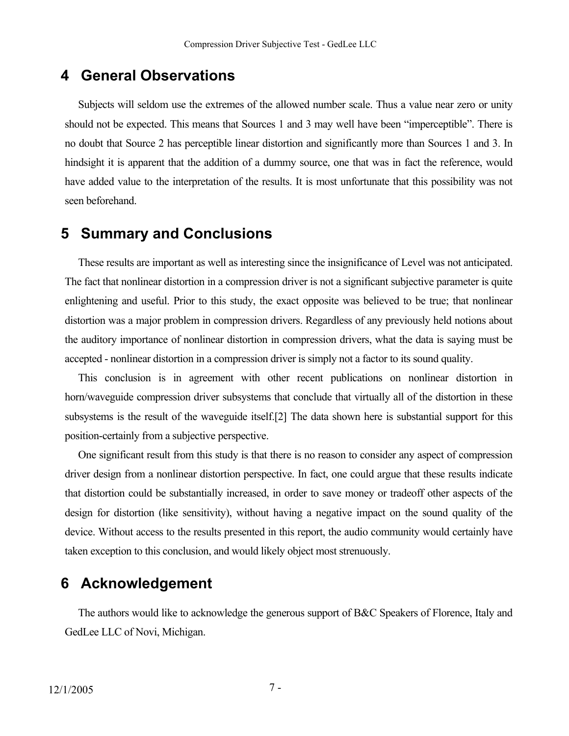# 4 General Observations

Subjects will seldom use the extremes of the allowed number scale. Thus a value near zero or unity should not be expected. This means that Sources 1 and 3 may well have been "imperceptible". There is no doubt that Source 2 has perceptible linear distortion and significantly more than Sources 1 and 3. In hindsight it is apparent that the addition of a dummy source, one that was in fact the reference, would have added value to the interpretation of the results. It is most unfortunate that this possibility was not seen beforehand.

# 5 Summary and Conclusions

These results are important as well as interesting since the insignificance of Level was not anticipated. The fact that nonlinear distortion in a compression driver is not a significant subjective parameter is quite enlightening and useful. Prior to this study, the exact opposite was believed to be true; that nonlinear distortion was a major problem in compression drivers. Regardless of any previously held notions about the auditory importance of nonlinear distortion in compression drivers, what the data is saying must be accepted - nonlinear distortion in a compression driver is simply not a factor to its sound quality.

This conclusion is in agreement with other recent publications on nonlinear distortion in horn/waveguide compression driver subsystems that conclude that virtually all of the distortion in these subsystems is the result of the waveguide itself.[2] The data shown here is substantial support for this position-certainly from a subjective perspective.

One significant result from this study is that there is no reason to consider any aspect of compression driver design from a nonlinear distortion perspective. In fact, one could argue that these results indicate that distortion could be substantially increased, in order to save money or tradeoff other aspects of the design for distortion (like sensitivity), without having a negative impact on the sound quality of the device. Without access to the results presented in this report, the audio community would certainly have taken exception to this conclusion, and would likely object most strenuously.

# 6 Acknowledgement

The authors would like to acknowledge the generous support of B&C Speakers of Florence, Italy and GedLee LLC of Novi, Michigan.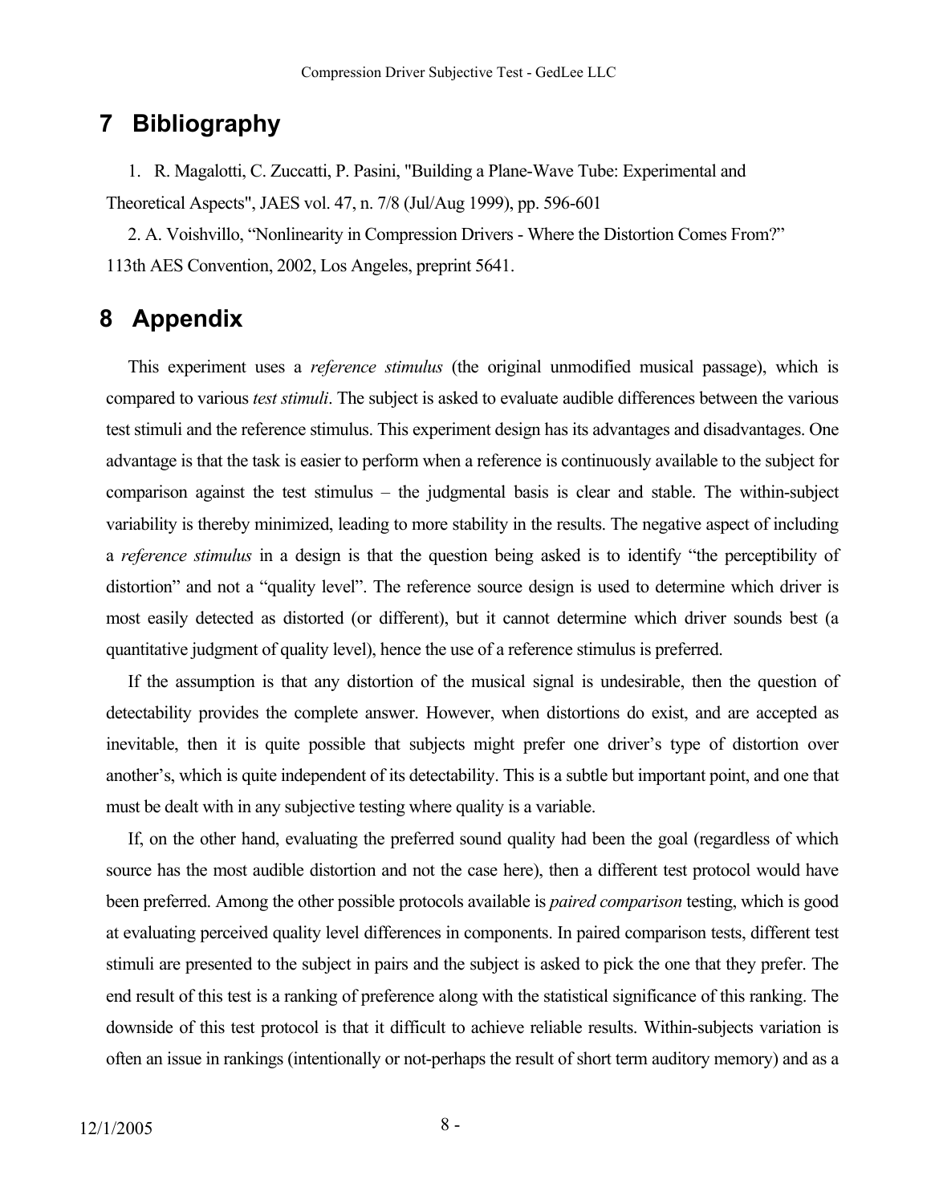# 7 Bibliography

1. R. Magalotti, C. Zuccatti, P. Pasini, "Building a Plane-Wave Tube: Experimental and Theoretical Aspects", JAES vol. 47, n. 7/8 (Jul/Aug 1999), pp. 596-601

2. A. Voishvillo, "Nonlinearity in Compression Drivers - Where the Distortion Comes From?" 113th AES Convention, 2002, Los Angeles, preprint 5641.

# 8 Appendix

This experiment uses a *reference stimulus* (the original unmodified musical passage), which is compared to various *test stimuli*. The subject is asked to evaluate audible differences between the various test stimuli and the reference stimulus. This experiment design has its advantages and disadvantages. One advantage is that the task is easier to perform when a reference is continuously available to the subject for comparison against the test stimulus – the judgmental basis is clear and stable. The within-subject variability is thereby minimized, leading to more stability in the results. The negative aspect of including a *reference stimulus* in a design is that the question being asked is to identify "the perceptibility of distortion" and not a "quality level". The reference source design is used to determine which driver is most easily detected as distorted (or different), but it cannot determine which driver sounds best (a quantitative judgment of quality level), hence the use of a reference stimulus is preferred.

If the assumption is that any distortion of the musical signal is undesirable, then the question of detectability provides the complete answer. However, when distortions do exist, and are accepted as inevitable, then it is quite possible that subjects might prefer one driver's type of distortion over another's, which is quite independent of its detectability. This is a subtle but important point, and one that must be dealt with in any subjective testing where quality is a variable.

If, on the other hand, evaluating the preferred sound quality had been the goal (regardless of which source has the most audible distortion and not the case here), then a different test protocol would have been preferred. Among the other possible protocols available is *paired comparison* testing, which is good at evaluating perceived quality level differences in components. In paired comparison tests, different test stimuli are presented to the subject in pairs and the subject is asked to pick the one that they prefer. The end result of this test is a ranking of preference along with the statistical significance of this ranking. The downside of this test protocol is that it difficult to achieve reliable results. Within-subjects variation is often an issue in rankings (intentionally or not-perhaps the result of short term auditory memory) and as a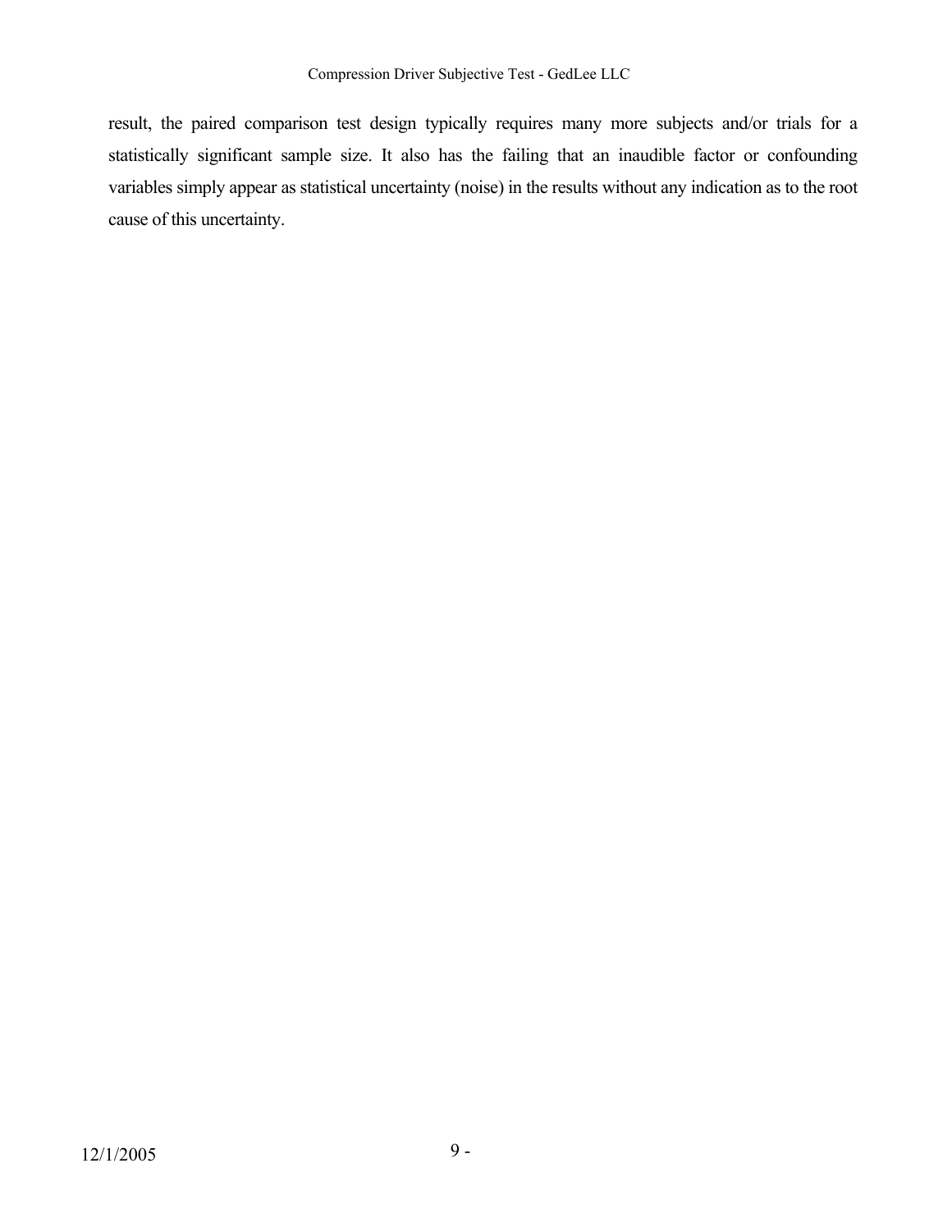result, the paired comparison test design typically requires many more subjects and/or trials for a statistically significant sample size. It also has the failing that an inaudible factor or confounding variables simply appear as statistical uncertainty (noise) in the results without any indication as to the root cause of this uncertainty.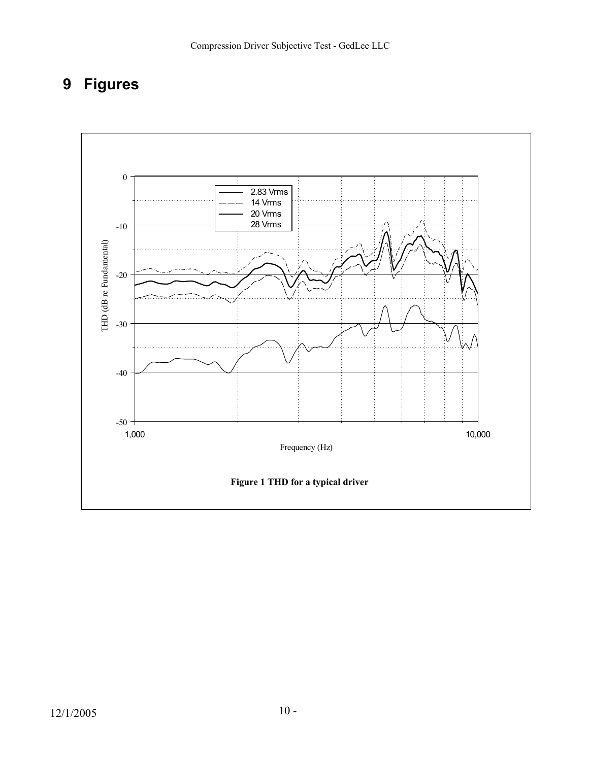# 9 Figures

Figure 1 THD for a typical driver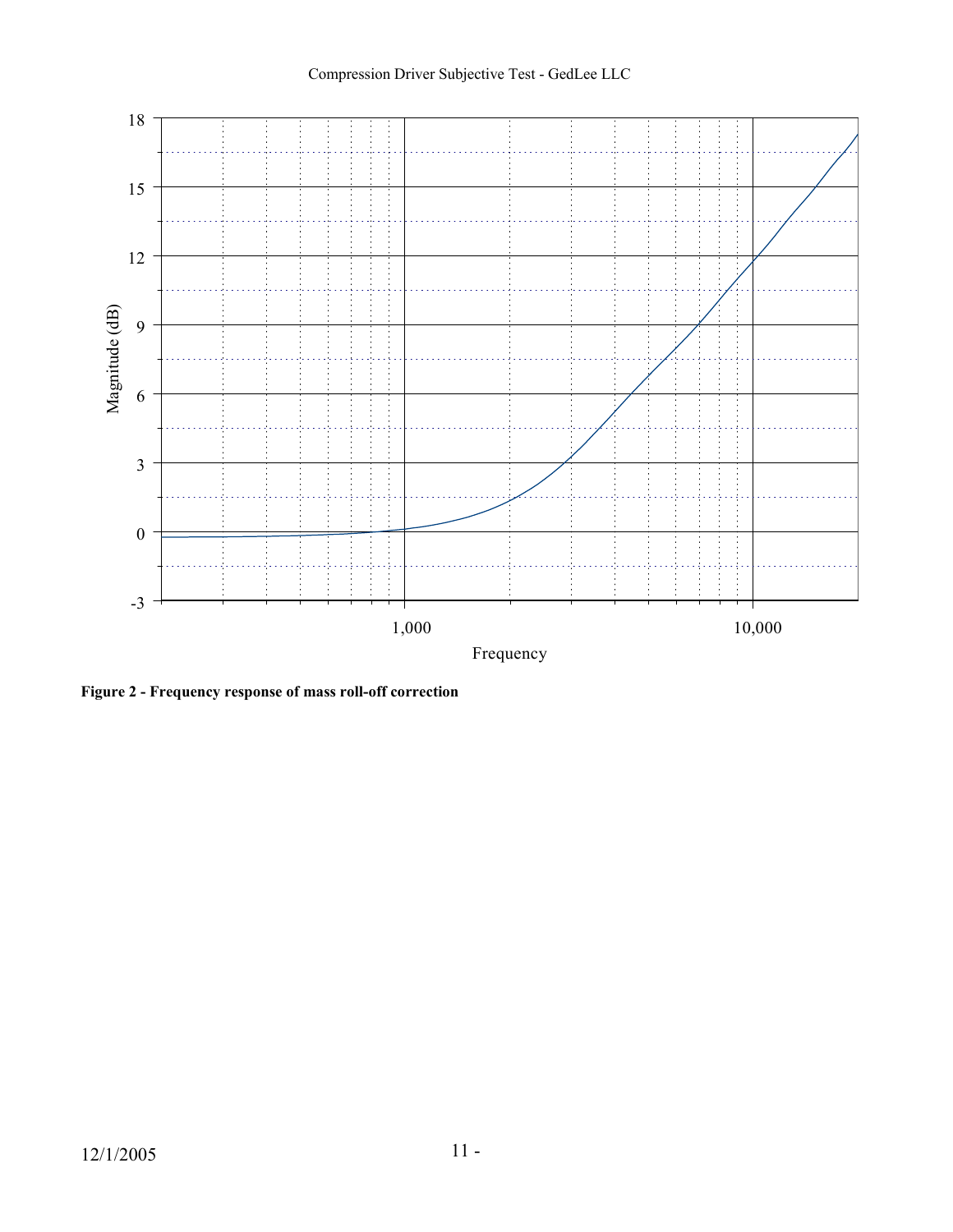**Figure 2 - Frequency response of mass roll-off correction**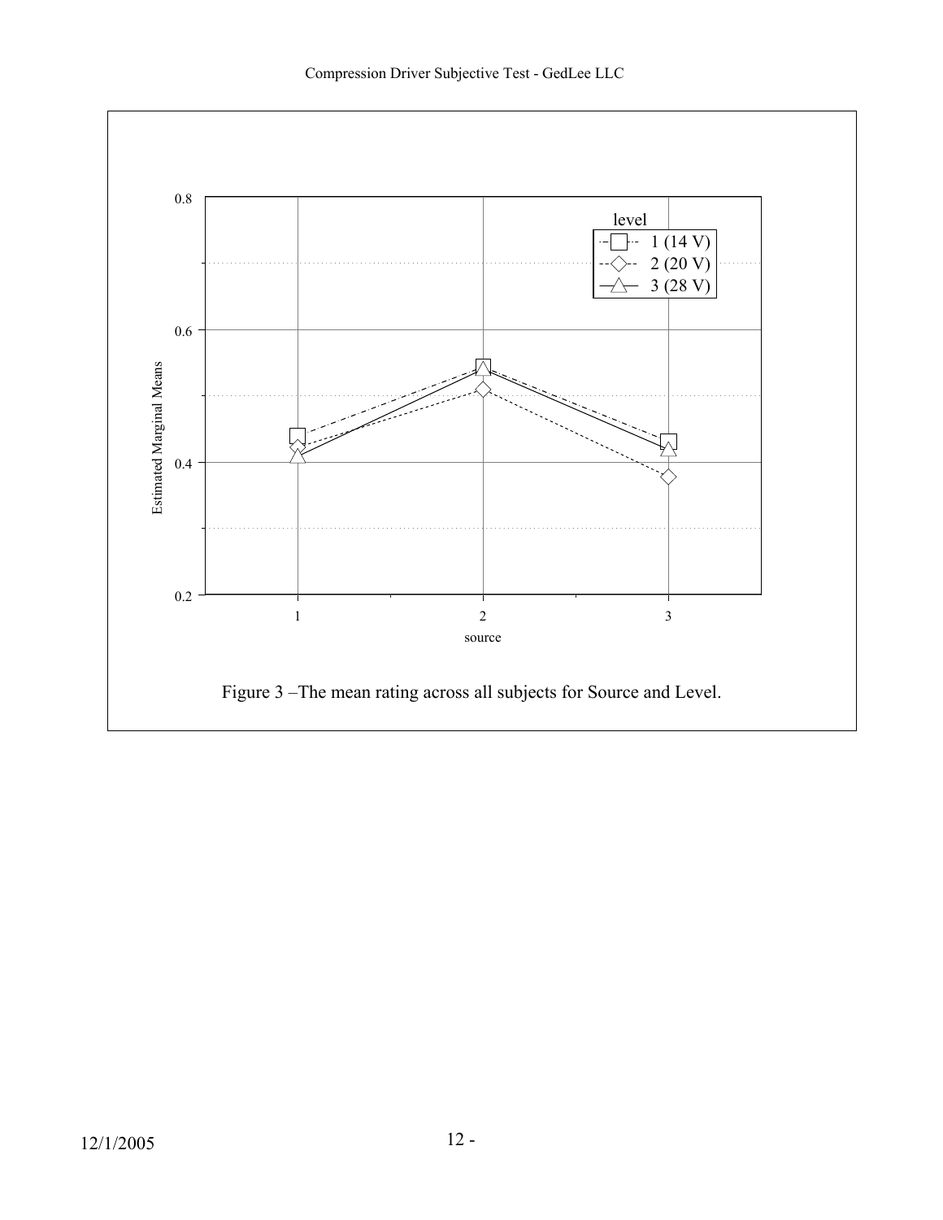0.8

0.6

0.4

0.2

Estimated Marginal Means

level

1 (14 V)

2 (20 V)

3 (28 V)

1

2

3

source

Figure 3 –The mean rating across all subjects for Source and Level.